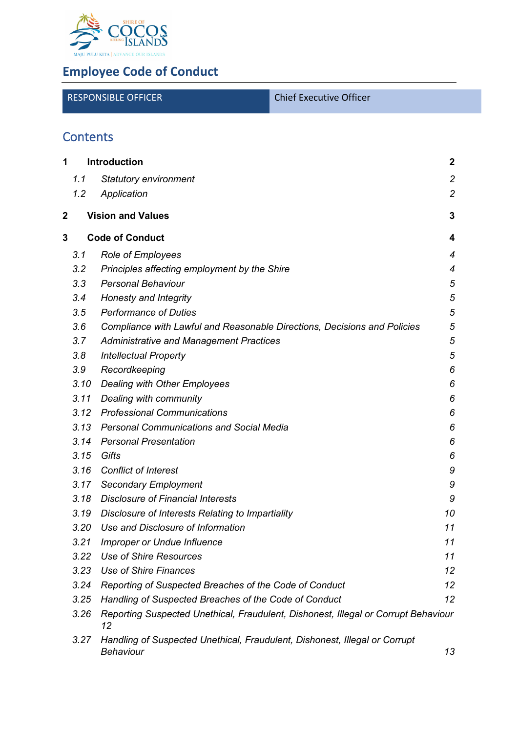# Employee Code of Conduct

| RESPONSIBLE OFFICER | Chief Executive Officer |
|---|---|

## Contents

| | | |
|---|---|---|
| **1** | **Introduction** | **2** |
| *1.1* | *Statutory environment* | *2* |
| *1.2* | *Application* | *2* |
| **2** | **Vision and Values** | **3** |
| **3** | **Code of Conduct** | **4** |
| *3.1* | *Role of Employees* | *4* |
| *3.2* | *Principles affecting employment by the Shire* | *4* |
| *3.3* | *Personal Behaviour* | *5* |
| *3.4* | *Honesty and Integrity* | *5* |
| *3.5* | *Performance of Duties* | *5* |
| *3.6* | *Compliance with Lawful and Reasonable Directions, Decisions and Policies* | *5* |
| *3.7* | *Administrative and Management Practices* | *5* |
| *3.8* | *Intellectual Property* | *5* |
| *3.9* | *Recordkeeping* | *6* |
| *3.10* | *Dealing with Other Employees* | *6* |
| *3.11* | *Dealing with community* | *6* |
| *3.12* | *Professional Communications* | *6* |
| *3.13* | *Personal Communications and Social Media* | *6* |
| *3.14* | *Personal Presentation* | *6* |
| *3.15* | *Gifts* | *6* |
| *3.16* | *Conflict of Interest* | *9* |
| *3.17* | *Secondary Employment* | *9* |
| *3.18* | *Disclosure of Financial Interests* | *9* |
| *3.19* | *Disclosure of Interests Relating to Impartiality* | *10* |
| *3.20* | *Use and Disclosure of Information* | *11* |
| *3.21* | *Improper or Undue Influence* | *11* |
| *3.22* | *Use of Shire Resources* | *11* |
| *3.23* | *Use of Shire Finances* | *12* |
| *3.24* | *Reporting of Suspected Breaches of the Code of Conduct* | *12* |
| *3.25* | *Handling of Suspected Breaches of the Code of Conduct* | *12* |
| *3.26* | *Reporting Suspected Unethical, Fraudulent, Dishonest, Illegal or Corrupt Behaviour* | *12* |
| *3.27* | *Handling of Suspected Unethical, Fraudulent, Dishonest, Illegal or Corrupt Behaviour* | *13* |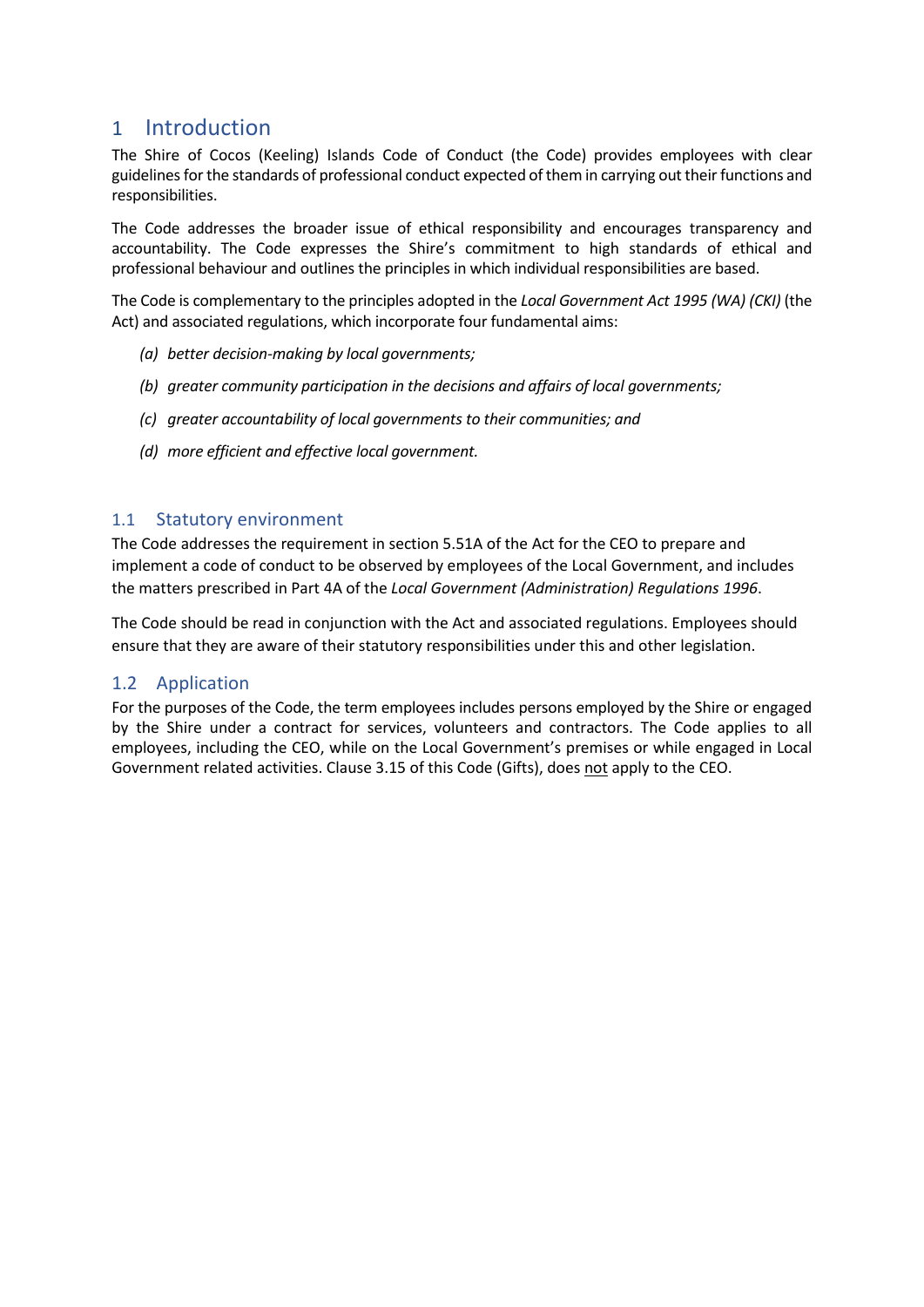# 1 Introduction

The Shire of Cocos (Keeling) Islands Code of Conduct (the Code) provides employees with clear guidelines for the standards of professional conduct expected of them in carrying out their functions and responsibilities.

The Code addresses the broader issue of ethical responsibility and encourages transparency and accountability. The Code expresses the Shire's commitment to high standards of ethical and professional behaviour and outlines the principles in which individual responsibilities are based.

The Code is complementary to the principles adopted in the *Local Government Act 1995 (WA) (CKI)* (the Act) and associated regulations, which incorporate four fundamental aims:

*(a) better decision-making by local governments;*

*(b) greater community participation in the decisions and affairs of local governments;*

*(c) greater accountability of local governments to their communities; and*

*(d) more efficient and effective local government.*

## 1.1 Statutory environment

The Code addresses the requirement in section 5.51A of the Act for the CEO to prepare and implement a code of conduct to be observed by employees of the Local Government, and includes the matters prescribed in Part 4A of the *Local Government (Administration) Regulations 1996*.

The Code should be read in conjunction with the Act and associated regulations. Employees should ensure that they are aware of their statutory responsibilities under this and other legislation.

## 1.2 Application

For the purposes of the Code, the term employees includes persons employed by the Shire or engaged by the Shire under a contract for services, volunteers and contractors. The Code applies to all employees, including the CEO, while on the Local Government's premises or while engaged in Local Government related activities. Clause 3.15 of this Code (Gifts), does <u>not</u> apply to the CEO.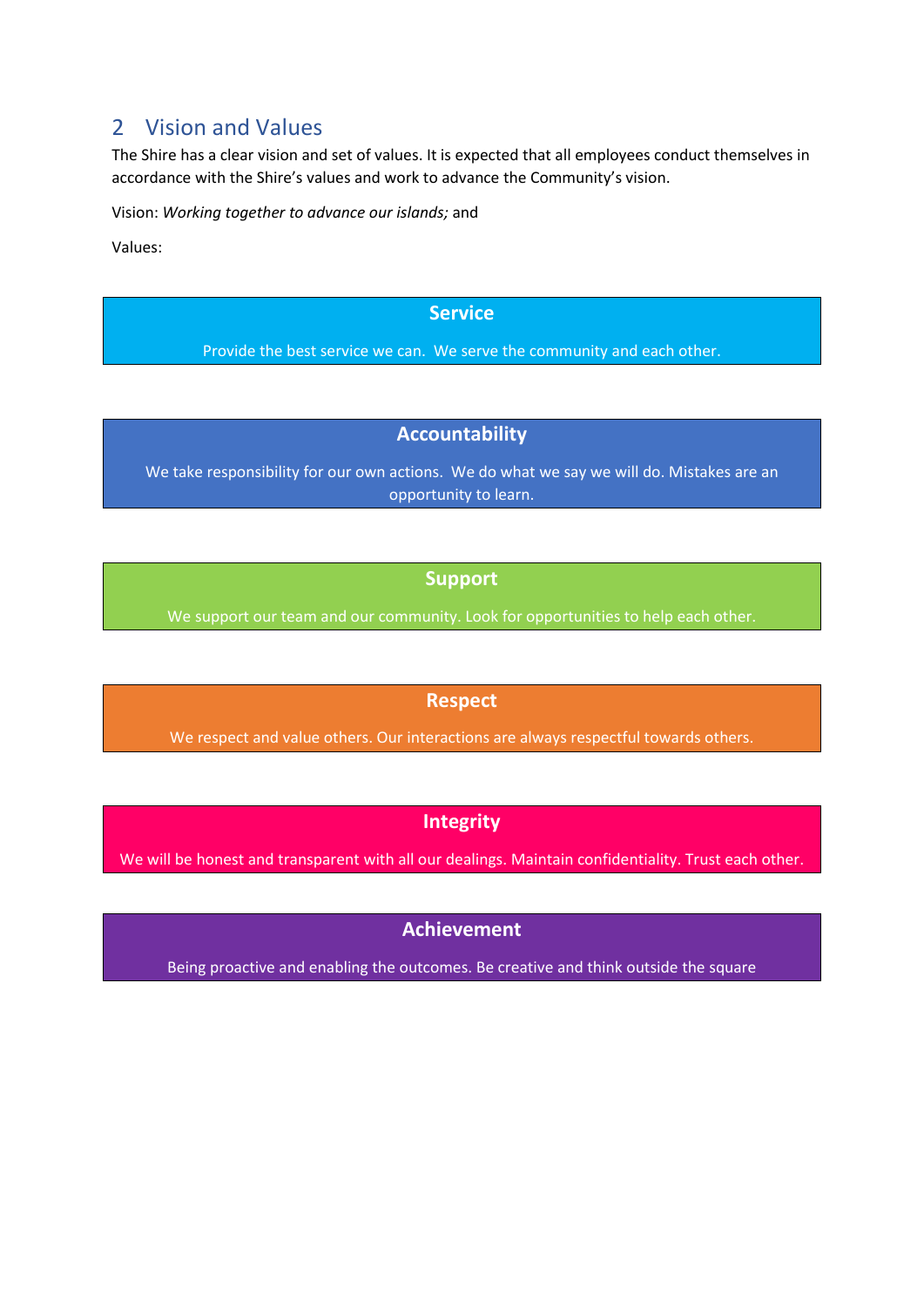## 2 Vision and Values

The Shire has a clear vision and set of values. It is expected that all employees conduct themselves in accordance with the Shire's values and work to advance the Community's vision.

Vision: *Working together to advance our islands;* and

Values:

**Service**

Provide the best service we can. We serve the community and each other.

**Accountability**

We take responsibility for our own actions. We do what we say we will do. Mistakes are an opportunity to learn.

**Support**

We support our team and our community. Look for opportunities to help each other.

**Respect**

We respect and value others. Our interactions are always respectful towards others.

**Integrity**

We will be honest and transparent with all our dealings. Maintain confidentiality. Trust each other.

**Achievement**

Being proactive and enabling the outcomes. Be creative and think outside the square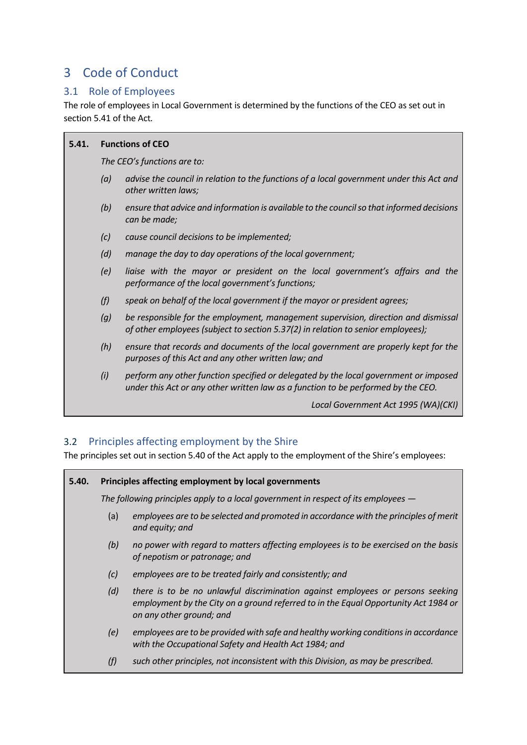# 3 Code of Conduct

## 3.1 Role of Employees

The role of employees in Local Government is determined by the functions of the CEO as set out in section 5.41 of the Act.

> **5.41. Functions of CEO**
>
> *The CEO's functions are to:*
>
> *(a) advise the council in relation to the functions of a local government under this Act and other written laws;*
>
> *(b) ensure that advice and information is available to the council so that informed decisions can be made;*
>
> *(c) cause council decisions to be implemented;*
>
> *(d) manage the day to day operations of the local government;*
>
> *(e) liaise with the mayor or president on the local government's affairs and the performance of the local government's functions;*
>
> *(f) speak on behalf of the local government if the mayor or president agrees;*
>
> *(g) be responsible for the employment, management supervision, direction and dismissal of other employees (subject to section 5.37(2) in relation to senior employees);*
>
> *(h) ensure that records and documents of the local government are properly kept for the purposes of this Act and any other written law; and*
>
> *(i) perform any other function specified or delegated by the local government or imposed under this Act or any other written law as a function to be performed by the CEO.*
>
> *Local Government Act 1995 (WA)(CKI)*

## 3.2 Principles affecting employment by the Shire

The principles set out in section 5.40 of the Act apply to the employment of the Shire's employees:

> **5.40. Principles affecting employment by local governments**
>
> *The following principles apply to a local government in respect of its employees —*
>
> (a) *employees are to be selected and promoted in accordance with the principles of merit and equity; and*
>
> *(b) no power with regard to matters affecting employees is to be exercised on the basis of nepotism or patronage; and*
>
> *(c) employees are to be treated fairly and consistently; and*
>
> *(d) there is to be no unlawful discrimination against employees or persons seeking employment by the City on a ground referred to in the Equal Opportunity Act 1984 or on any other ground; and*
>
> *(e) employees are to be provided with safe and healthy working conditions in accordance with the Occupational Safety and Health Act 1984; and*
>
> *(f) such other principles, not inconsistent with this Division, as may be prescribed.*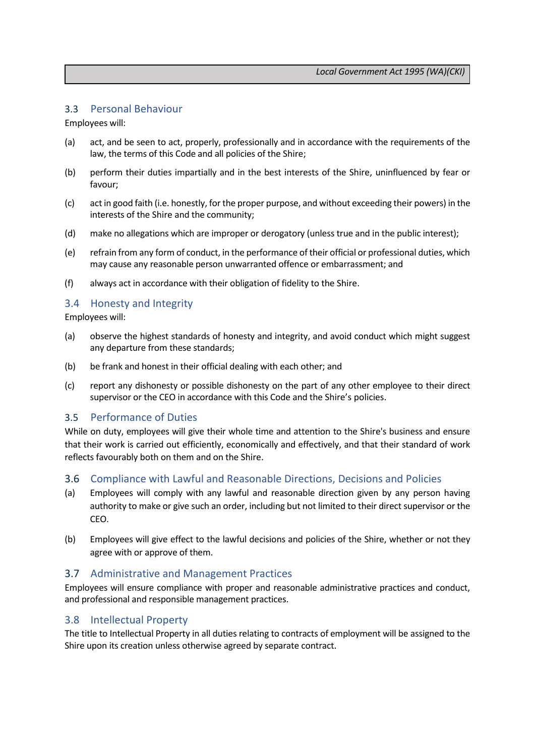## 3.3 Personal Behaviour

Employees will:

(a) act, and be seen to act, properly, professionally and in accordance with the requirements of the law, the terms of this Code and all policies of the Shire;

(b) perform their duties impartially and in the best interests of the Shire, uninfluenced by fear or favour;

(c) act in good faith (i.e. honestly, for the proper purpose, and without exceeding their powers) in the interests of the Shire and the community;

(d) make no allegations which are improper or derogatory (unless true and in the public interest);

(e) refrain from any form of conduct, in the performance of their official or professional duties, which may cause any reasonable person unwarranted offence or embarrassment; and

(f) always act in accordance with their obligation of fidelity to the Shire.

## 3.4 Honesty and Integrity

Employees will:

(a) observe the highest standards of honesty and integrity, and avoid conduct which might suggest any departure from these standards;

(b) be frank and honest in their official dealing with each other; and

(c) report any dishonesty or possible dishonesty on the part of any other employee to their direct supervisor or the CEO in accordance with this Code and the Shire's policies.

## 3.5 Performance of Duties

While on duty, employees will give their whole time and attention to the Shire's business and ensure that their work is carried out efficiently, economically and effectively, and that their standard of work reflects favourably both on them and on the Shire.

## 3.6 Compliance with Lawful and Reasonable Directions, Decisions and Policies

(a) Employees will comply with any lawful and reasonable direction given by any person having authority to make or give such an order, including but not limited to their direct supervisor or the CEO.

(b) Employees will give effect to the lawful decisions and policies of the Shire, whether or not they agree with or approve of them.

## 3.7 Administrative and Management Practices

Employees will ensure compliance with proper and reasonable administrative practices and conduct, and professional and responsible management practices.

## 3.8 Intellectual Property

The title to Intellectual Property in all duties relating to contracts of employment will be assigned to the Shire upon its creation unless otherwise agreed by separate contract.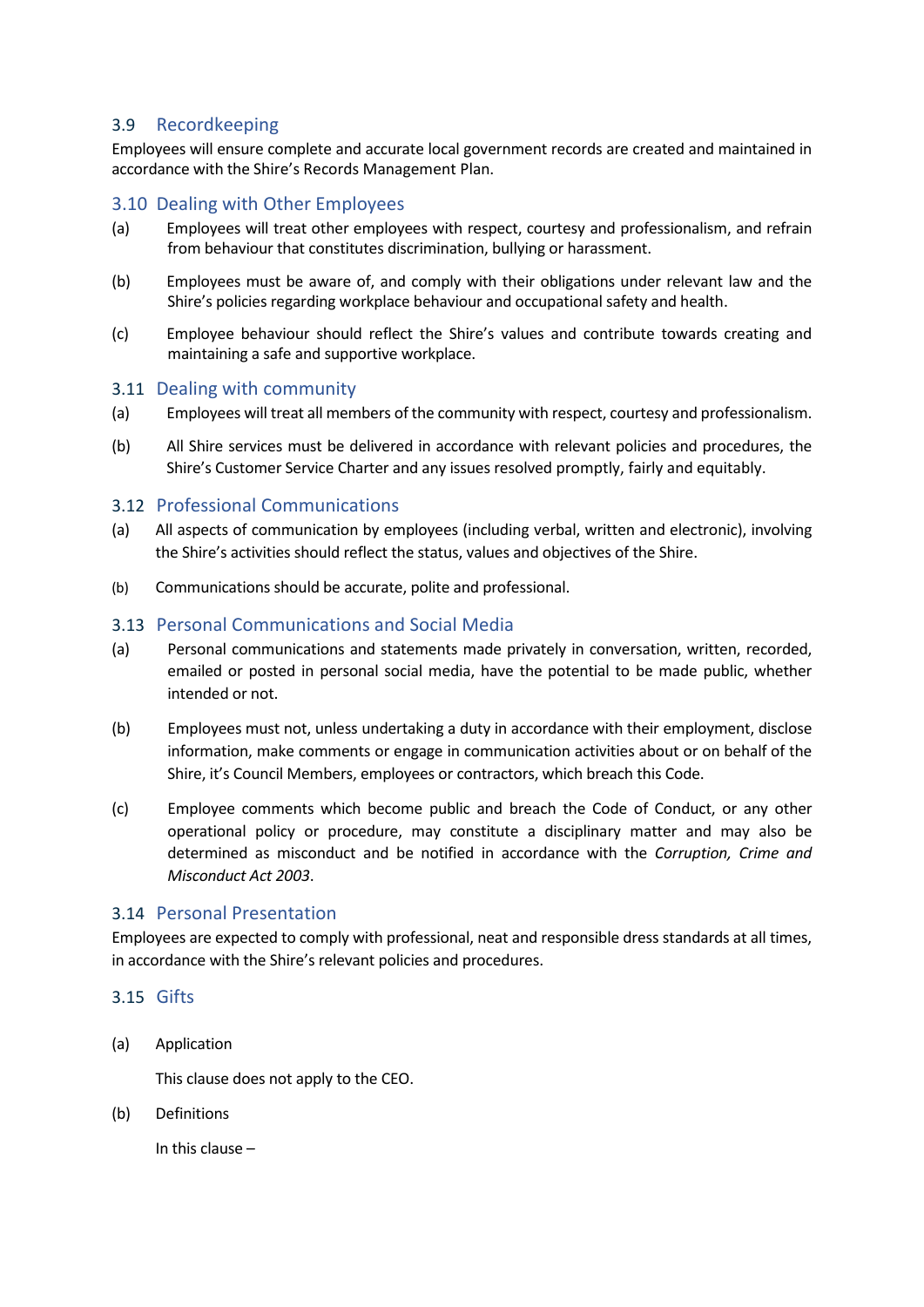### 3.9 Recordkeeping

Employees will ensure complete and accurate local government records are created and maintained in accordance with the Shire's Records Management Plan.

### 3.10 Dealing with Other Employees

(a) Employees will treat other employees with respect, courtesy and professionalism, and refrain from behaviour that constitutes discrimination, bullying or harassment.

(b) Employees must be aware of, and comply with their obligations under relevant law and the Shire's policies regarding workplace behaviour and occupational safety and health.

(c) Employee behaviour should reflect the Shire's values and contribute towards creating and maintaining a safe and supportive workplace.

### 3.11 Dealing with community

(a) Employees will treat all members of the community with respect, courtesy and professionalism.

(b) All Shire services must be delivered in accordance with relevant policies and procedures, the Shire's Customer Service Charter and any issues resolved promptly, fairly and equitably.

### 3.12 Professional Communications

(a) All aspects of communication by employees (including verbal, written and electronic), involving the Shire's activities should reflect the status, values and objectives of the Shire.

(b) Communications should be accurate, polite and professional.

### 3.13 Personal Communications and Social Media

(a) Personal communications and statements made privately in conversation, written, recorded, emailed or posted in personal social media, have the potential to be made public, whether intended or not.

(b) Employees must not, unless undertaking a duty in accordance with their employment, disclose information, make comments or engage in communication activities about or on behalf of the Shire, it's Council Members, employees or contractors, which breach this Code.

(c) Employee comments which become public and breach the Code of Conduct, or any other operational policy or procedure, may constitute a disciplinary matter and may also be determined as misconduct and be notified in accordance with the *Corruption, Crime and Misconduct Act 2003*.

### 3.14 Personal Presentation

Employees are expected to comply with professional, neat and responsible dress standards at all times, in accordance with the Shire's relevant policies and procedures.

### 3.15 Gifts

(a) Application

This clause does not apply to the CEO.

(b) Definitions

In this clause –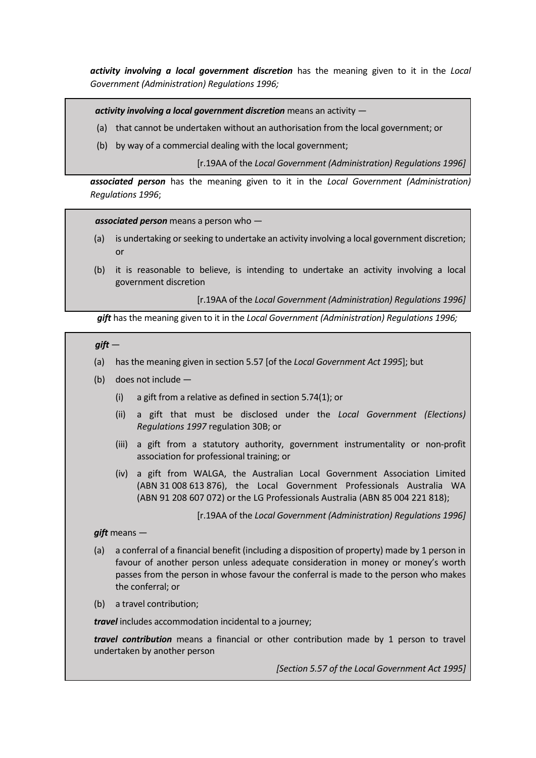***activity involving a local government discretion*** has the meaning given to it in the *Local Government (Administration) Regulations 1996;*

> ***activity involving a local government discretion*** means an activity —
>
> (a) that cannot be undertaken without an authorisation from the local government; or
>
> (b) by way of a commercial dealing with the local government;
>
> [r.19AA of the *Local Government (Administration) Regulations 1996]*

***associated person*** has the meaning given to it in the *Local Government (Administration) Regulations 1996*;

> ***associated person*** means a person who —
>
> (a) is undertaking or seeking to undertake an activity involving a local government discretion; or
>
> (b) it is reasonable to believe, is intending to undertake an activity involving a local government discretion
>
> [r.19AA of the *Local Government (Administration) Regulations 1996]*

***gift*** has the meaning given to it in the *Local Government (Administration) Regulations 1996;*

> ***gift*** —
>
> (a) has the meaning given in section 5.57 [of the *Local Government Act 1995*]; but
>
> (b) does not include —
>
> (i) a gift from a relative as defined in section 5.74(1); or
>
> (ii) a gift that must be disclosed under the *Local Government (Elections) Regulations 1997* regulation 30B; or
>
> (iii) a gift from a statutory authority, government instrumentality or non-profit association for professional training; or
>
> (iv) a gift from WALGA, the Australian Local Government Association Limited (ABN 31 008 613 876), the Local Government Professionals Australia WA (ABN 91 208 607 072) or the LG Professionals Australia (ABN 85 004 221 818);
>
> [r.19AA of the *Local Government (Administration) Regulations 1996]*
>
> ***gift*** means —
>
> (a) a conferral of a financial benefit (including a disposition of property) made by 1 person in favour of another person unless adequate consideration in money or money's worth passes from the person in whose favour the conferral is made to the person who makes the conferral; or
>
> (b) a travel contribution;
>
> ***travel*** includes accommodation incidental to a journey;
>
> ***travel contribution*** means a financial or other contribution made by 1 person to travel undertaken by another person
>
> *[Section 5.57 of the Local Government Act 1995]*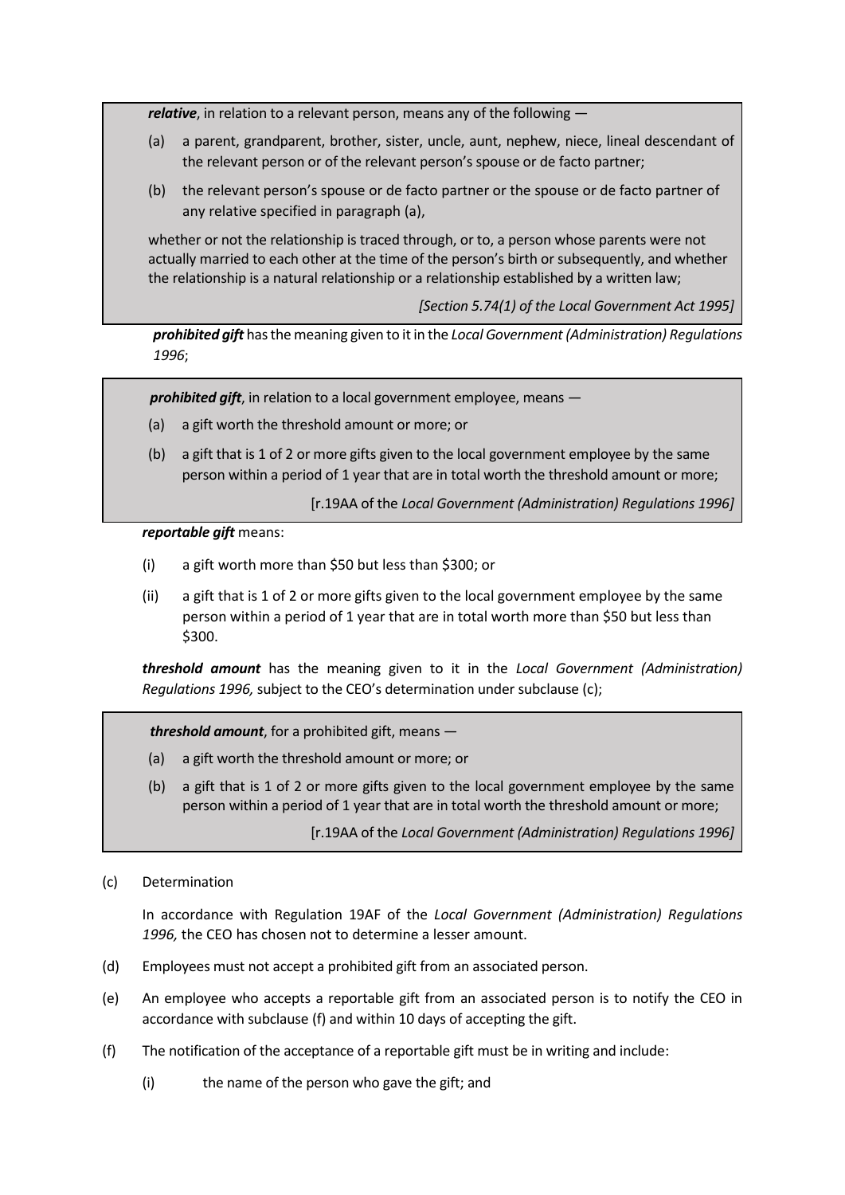> ***relative***, in relation to a relevant person, means any of the following —
>
> (a) a parent, grandparent, brother, sister, uncle, aunt, nephew, niece, lineal descendant of the relevant person or of the relevant person's spouse or de facto partner;
>
> (b) the relevant person's spouse or de facto partner or the spouse or de facto partner of any relative specified in paragraph (a),
>
> whether or not the relationship is traced through, or to, a person whose parents were not actually married to each other at the time of the person's birth or subsequently, and whether the relationship is a natural relationship or a relationship established by a written law;
>
> *[Section 5.74(1) of the Local Government Act 1995]*

***prohibited gift*** has the meaning given to it in the *Local Government (Administration) Regulations 1996*;

> ***prohibited gift***, in relation to a local government employee, means —
>
> (a) a gift worth the threshold amount or more; or
>
> (b) a gift that is 1 of 2 or more gifts given to the local government employee by the same person within a period of 1 year that are in total worth the threshold amount or more;
>
> [r.19AA of the *Local Government (Administration) Regulations 1996]*

***reportable gift*** means:

(i) a gift worth more than $50 but less than $300; or

(ii) a gift that is 1 of 2 or more gifts given to the local government employee by the same person within a period of 1 year that are in total worth more than $50 but less than $300.

***threshold amount*** has the meaning given to it in the *Local Government (Administration) Regulations 1996,* subject to the CEO's determination under subclause (c);

> ***threshold amount***, for a prohibited gift, means —
>
> (a) a gift worth the threshold amount or more; or
>
> (b) a gift that is 1 of 2 or more gifts given to the local government employee by the same person within a period of 1 year that are in total worth the threshold amount or more;
>
> [r.19AA of the *Local Government (Administration) Regulations 1996]*

(c) Determination

In accordance with Regulation 19AF of the *Local Government (Administration) Regulations 1996,* the CEO has chosen not to determine a lesser amount.

(d) Employees must not accept a prohibited gift from an associated person.

(e) An employee who accepts a reportable gift from an associated person is to notify the CEO in accordance with subclause (f) and within 10 days of accepting the gift.

(f) The notification of the acceptance of a reportable gift must be in writing and include:

(i) the name of the person who gave the gift; and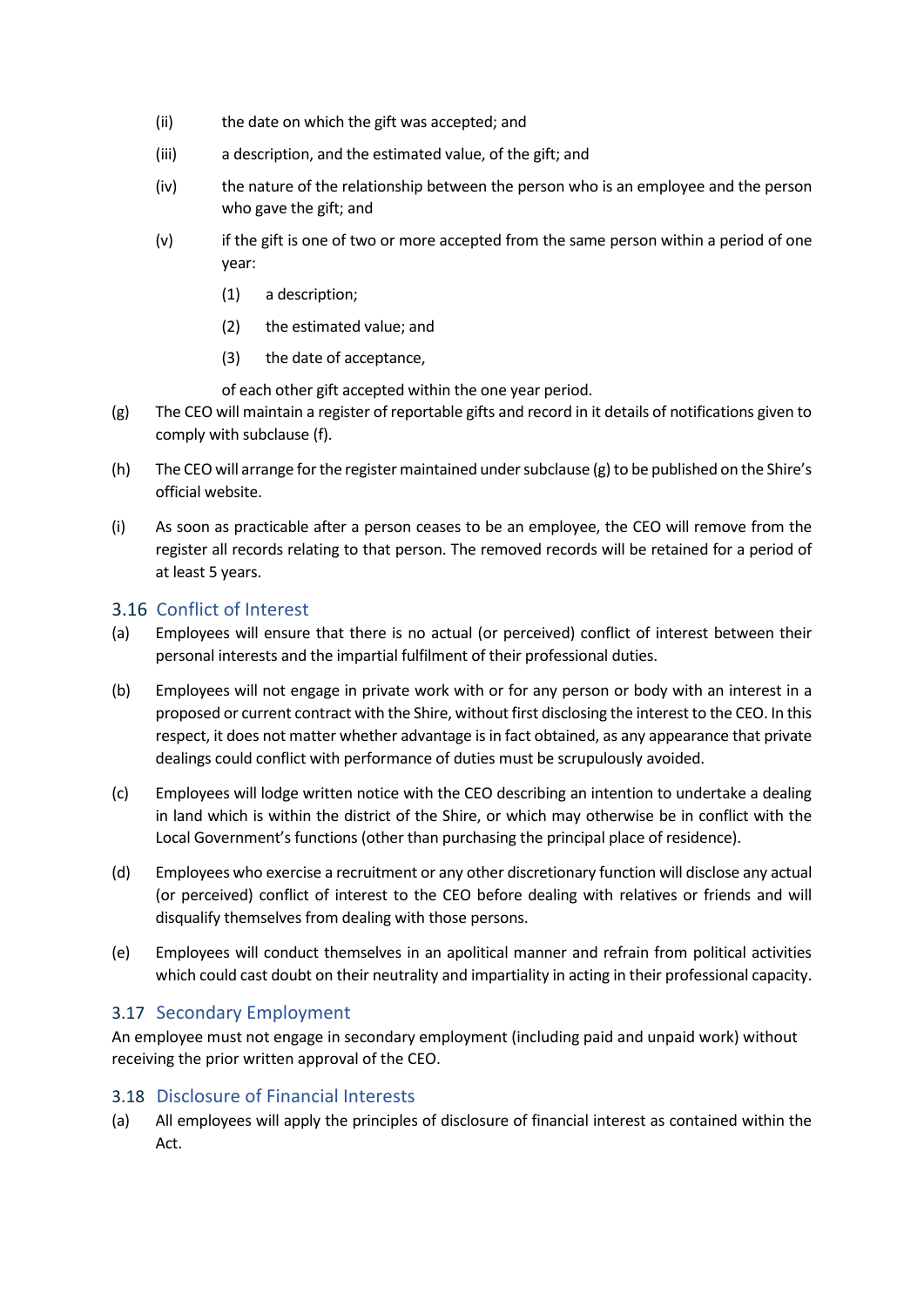(ii) the date on which the gift was accepted; and

(iii) a description, and the estimated value, of the gift; and

(iv) the nature of the relationship between the person who is an employee and the person who gave the gift; and

(v) if the gift is one of two or more accepted from the same person within a period of one year:

(1) a description;

(2) the estimated value; and

(3) the date of acceptance,

of each other gift accepted within the one year period.

(g) The CEO will maintain a register of reportable gifts and record in it details of notifications given to comply with subclause (f).

(h) The CEO will arrange for the register maintained under subclause (g) to be published on the Shire's official website.

(i) As soon as practicable after a person ceases to be an employee, the CEO will remove from the register all records relating to that person. The removed records will be retained for a period of at least 5 years.

## 3.16 Conflict of Interest

(a) Employees will ensure that there is no actual (or perceived) conflict of interest between their personal interests and the impartial fulfilment of their professional duties.

(b) Employees will not engage in private work with or for any person or body with an interest in a proposed or current contract with the Shire, without first disclosing the interest to the CEO. In this respect, it does not matter whether advantage is in fact obtained, as any appearance that private dealings could conflict with performance of duties must be scrupulously avoided.

(c) Employees will lodge written notice with the CEO describing an intention to undertake a dealing in land which is within the district of the Shire, or which may otherwise be in conflict with the Local Government's functions (other than purchasing the principal place of residence).

(d) Employees who exercise a recruitment or any other discretionary function will disclose any actual (or perceived) conflict of interest to the CEO before dealing with relatives or friends and will disqualify themselves from dealing with those persons.

(e) Employees will conduct themselves in an apolitical manner and refrain from political activities which could cast doubt on their neutrality and impartiality in acting in their professional capacity.

## 3.17 Secondary Employment

An employee must not engage in secondary employment (including paid and unpaid work) without receiving the prior written approval of the CEO.

## 3.18 Disclosure of Financial Interests

(a) All employees will apply the principles of disclosure of financial interest as contained within the Act.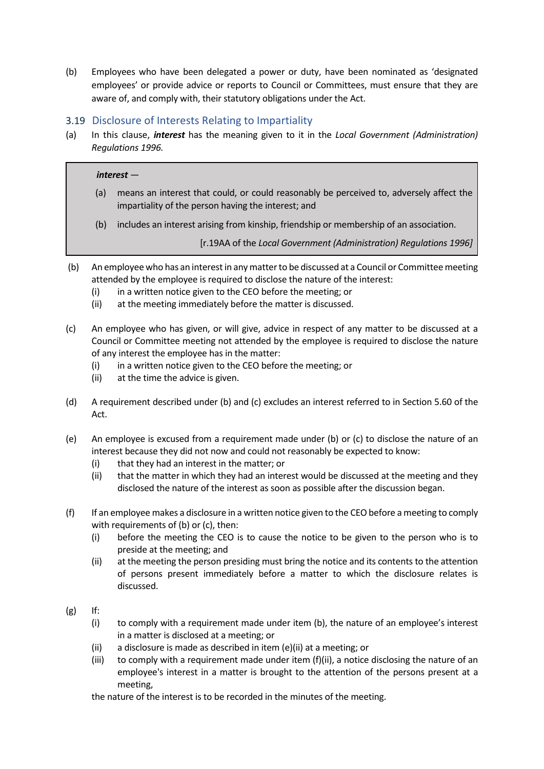(b) Employees who have been delegated a power or duty, have been nominated as 'designated employees' or provide advice or reports to Council or Committees, must ensure that they are aware of, and comply with, their statutory obligations under the Act.

### 3.19 Disclosure of Interests Relating to Impartiality

(a) In this clause, ***interest*** has the meaning given to it in the *Local Government (Administration) Regulations 1996.*

> ***interest*** —
>
> (a) means an interest that could, or could reasonably be perceived to, adversely affect the impartiality of the person having the interest; and
>
> (b) includes an interest arising from kinship, friendship or membership of an association.
>
> [r.19AA of the *Local Government (Administration) Regulations 1996]*

(b) An employee who has an interest in any matter to be discussed at a Council or Committee meeting attended by the employee is required to disclose the nature of the interest:
 (i) in a written notice given to the CEO before the meeting; or
 (ii) at the meeting immediately before the matter is discussed.

(c) An employee who has given, or will give, advice in respect of any matter to be discussed at a Council or Committee meeting not attended by the employee is required to disclose the nature of any interest the employee has in the matter:
 (i) in a written notice given to the CEO before the meeting; or
 (ii) at the time the advice is given.

(d) A requirement described under (b) and (c) excludes an interest referred to in Section 5.60 of the Act.

(e) An employee is excused from a requirement made under (b) or (c) to disclose the nature of an interest because they did not now and could not reasonably be expected to know:
 (i) that they had an interest in the matter; or
 (ii) that the matter in which they had an interest would be discussed at the meeting and they disclosed the nature of the interest as soon as possible after the discussion began.

(f) If an employee makes a disclosure in a written notice given to the CEO before a meeting to comply with requirements of (b) or (c), then:
 (i) before the meeting the CEO is to cause the notice to be given to the person who is to preside at the meeting; and
 (ii) at the meeting the person presiding must bring the notice and its contents to the attention of persons present immediately before a matter to which the disclosure relates is discussed.

(g) If:
 (i) to comply with a requirement made under item (b), the nature of an employee's interest in a matter is disclosed at a meeting; or
 (ii) a disclosure is made as described in item (e)(ii) at a meeting; or
 (iii) to comply with a requirement made under item (f)(ii), a notice disclosing the nature of an employee's interest in a matter is brought to the attention of the persons present at a meeting,

 the nature of the interest is to be recorded in the minutes of the meeting.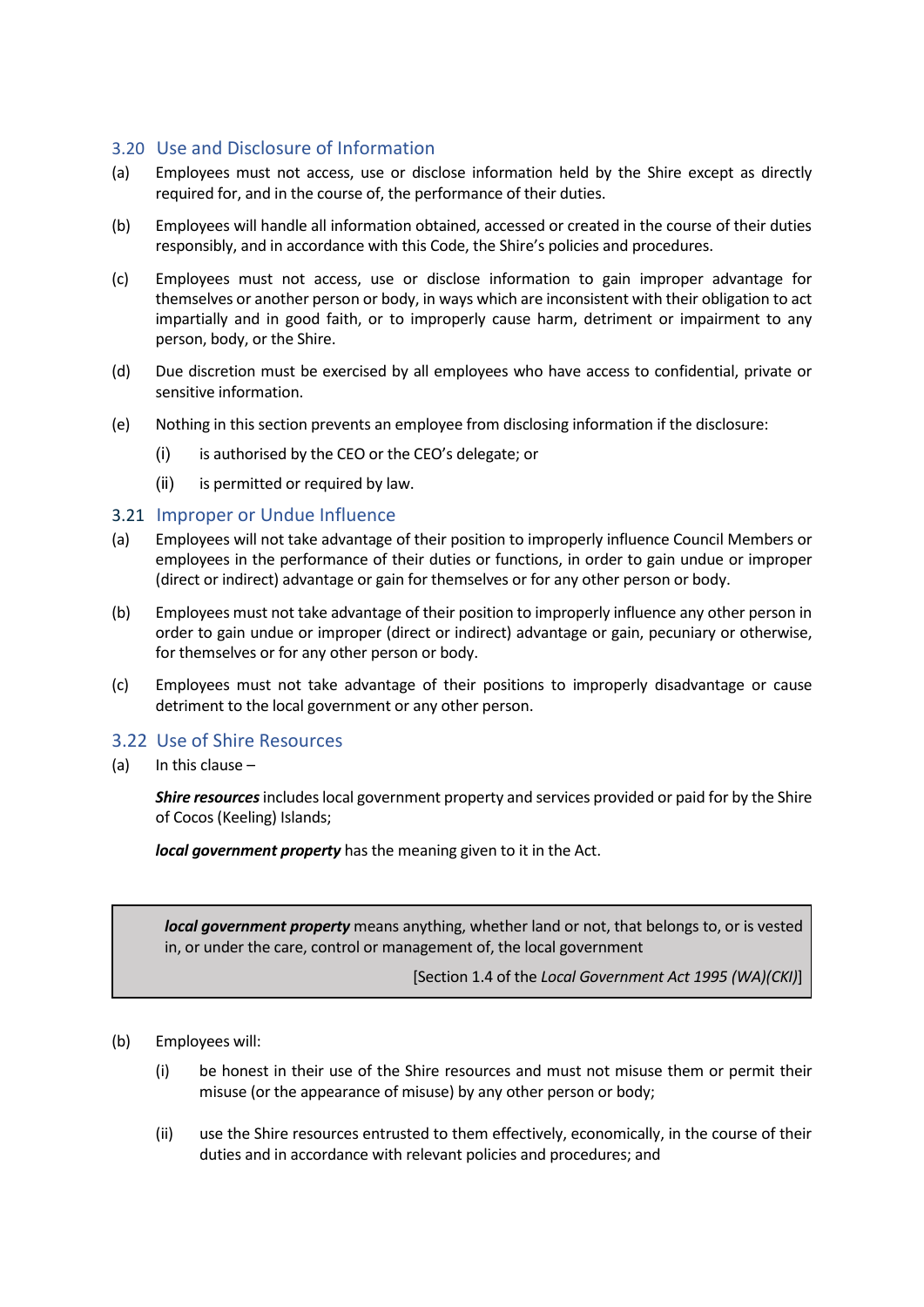### 3.20 Use and Disclosure of Information

(a) Employees must not access, use or disclose information held by the Shire except as directly required for, and in the course of, the performance of their duties.

(b) Employees will handle all information obtained, accessed or created in the course of their duties responsibly, and in accordance with this Code, the Shire's policies and procedures.

(c) Employees must not access, use or disclose information to gain improper advantage for themselves or another person or body, in ways which are inconsistent with their obligation to act impartially and in good faith, or to improperly cause harm, detriment or impairment to any person, body, or the Shire.

(d) Due discretion must be exercised by all employees who have access to confidential, private or sensitive information.

(e) Nothing in this section prevents an employee from disclosing information if the disclosure:

   (i) is authorised by the CEO or the CEO's delegate; or

   (ii) is permitted or required by law.

### 3.21 Improper or Undue Influence

(a) Employees will not take advantage of their position to improperly influence Council Members or employees in the performance of their duties or functions, in order to gain undue or improper (direct or indirect) advantage or gain for themselves or for any other person or body.

(b) Employees must not take advantage of their position to improperly influence any other person in order to gain undue or improper (direct or indirect) advantage or gain, pecuniary or otherwise, for themselves or for any other person or body.

(c) Employees must not take advantage of their positions to improperly disadvantage or cause detriment to the local government or any other person.

### 3.22 Use of Shire Resources

(a) In this clause –

   ***Shire resources*** includes local government property and services provided or paid for by the Shire of Cocos (Keeling) Islands;

   ***local government property*** has the meaning given to it in the Act.

> ***local government property*** means anything, whether land or not, that belongs to, or is vested in, or under the care, control or management of, the local government
>
> [Section 1.4 of the *Local Government Act 1995 (WA)(CKI)*]

(b) Employees will:

   (i) be honest in their use of the Shire resources and must not misuse them or permit their misuse (or the appearance of misuse) by any other person or body;

   (ii) use the Shire resources entrusted to them effectively, economically, in the course of their duties and in accordance with relevant policies and procedures; and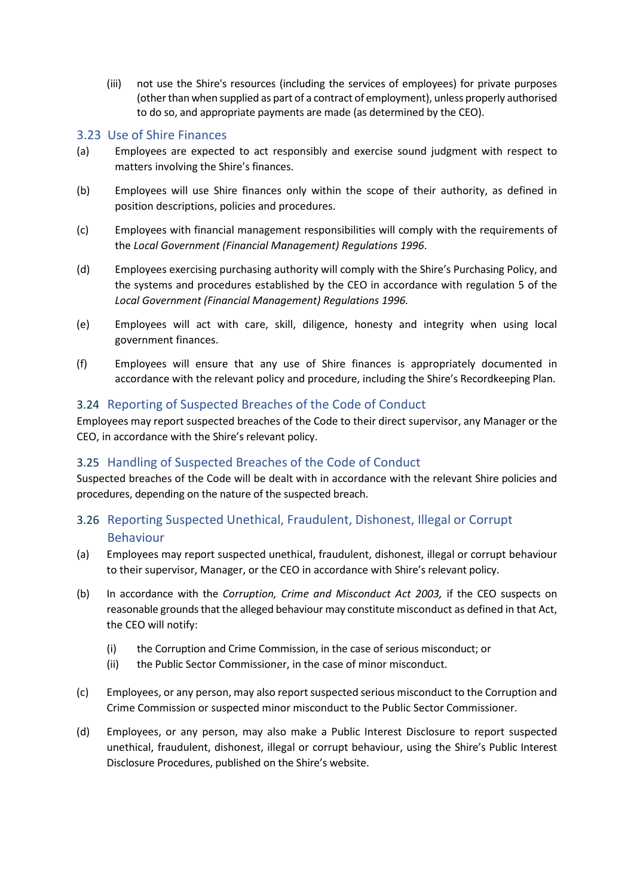(iii) not use the Shire's resources (including the services of employees) for private purposes (other than when supplied as part of a contract of employment), unless properly authorised to do so, and appropriate payments are made (as determined by the CEO).

### 3.23 Use of Shire Finances

(a) Employees are expected to act responsibly and exercise sound judgment with respect to matters involving the Shire's finances.

(b) Employees will use Shire finances only within the scope of their authority, as defined in position descriptions, policies and procedures.

(c) Employees with financial management responsibilities will comply with the requirements of the *Local Government (Financial Management) Regulations 1996*.

(d) Employees exercising purchasing authority will comply with the Shire's Purchasing Policy, and the systems and procedures established by the CEO in accordance with regulation 5 of the *Local Government (Financial Management) Regulations 1996.*

(e) Employees will act with care, skill, diligence, honesty and integrity when using local government finances.

(f) Employees will ensure that any use of Shire finances is appropriately documented in accordance with the relevant policy and procedure, including the Shire's Recordkeeping Plan.

### 3.24 Reporting of Suspected Breaches of the Code of Conduct

Employees may report suspected breaches of the Code to their direct supervisor, any Manager or the CEO, in accordance with the Shire's relevant policy.

### 3.25 Handling of Suspected Breaches of the Code of Conduct

Suspected breaches of the Code will be dealt with in accordance with the relevant Shire policies and procedures, depending on the nature of the suspected breach.

### 3.26 Reporting Suspected Unethical, Fraudulent, Dishonest, Illegal or Corrupt Behaviour

(a) Employees may report suspected unethical, fraudulent, dishonest, illegal or corrupt behaviour to their supervisor, Manager, or the CEO in accordance with Shire's relevant policy.

(b) In accordance with the *Corruption, Crime and Misconduct Act 2003,* if the CEO suspects on reasonable grounds that the alleged behaviour may constitute misconduct as defined in that Act, the CEO will notify:

   (i) the Corruption and Crime Commission, in the case of serious misconduct; or
   
   (ii) the Public Sector Commissioner, in the case of minor misconduct.

(c) Employees, or any person, may also report suspected serious misconduct to the Corruption and Crime Commission or suspected minor misconduct to the Public Sector Commissioner.

(d) Employees, or any person, may also make a Public Interest Disclosure to report suspected unethical, fraudulent, dishonest, illegal or corrupt behaviour, using the Shire's Public Interest Disclosure Procedures, published on the Shire's website.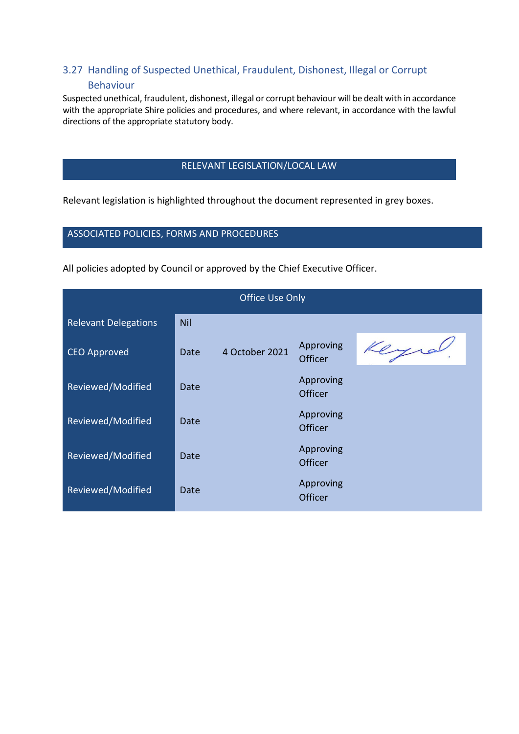### 3.27 Handling of Suspected Unethical, Fraudulent, Dishonest, Illegal or Corrupt Behaviour

Suspected unethical, fraudulent, dishonest, illegal or corrupt behaviour will be dealt with in accordance with the appropriate Shire policies and procedures, and where relevant, in accordance with the lawful directions of the appropriate statutory body.

## RELEVANT LEGISLATION/LOCAL LAW

Relevant legislation is highlighted throughout the document represented in grey boxes.

## ASSOCIATED POLICIES, FORMS AND PROCEDURES

All policies adopted by Council or approved by the Chief Executive Officer.

| Office Use Only | | | | |
|---|---|---|---|---|
| Relevant Delegations | Nil | | | |
| CEO Approved | Date | 4 October 2021 | Approving Officer | [signature] |
| Reviewed/Modified | Date | | Approving Officer | |
| Reviewed/Modified | Date | | Approving Officer | |
| Reviewed/Modified | Date | | Approving Officer | |
| Reviewed/Modified | Date | | Approving Officer | |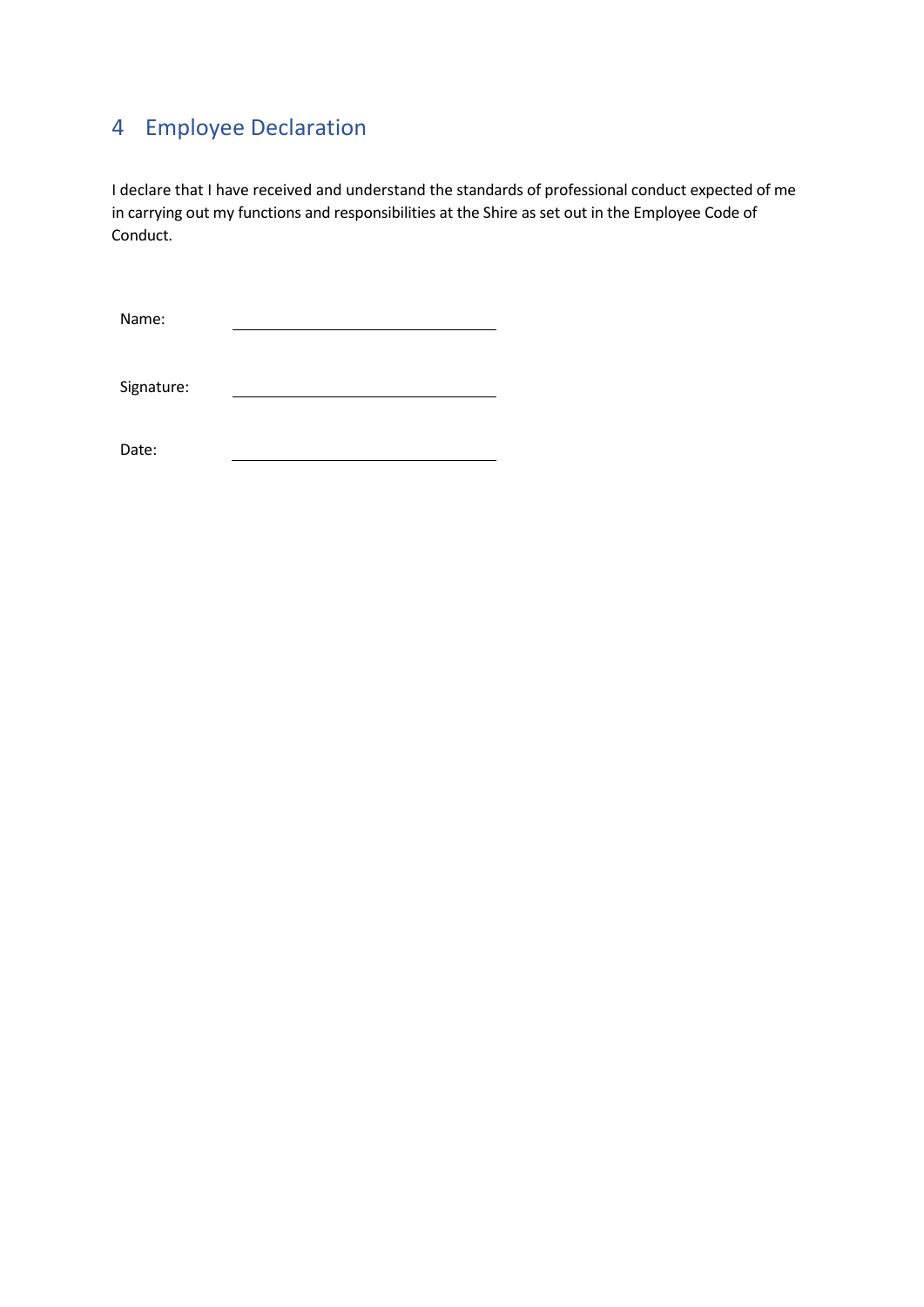# 4 Employee Declaration

I declare that I have received and understand the standards of professional conduct expected of me in carrying out my functions and responsibilities at the Shire as set out in the Employee Code of Conduct.

Name: ______________________________

Signature: ______________________________

Date: ______________________________